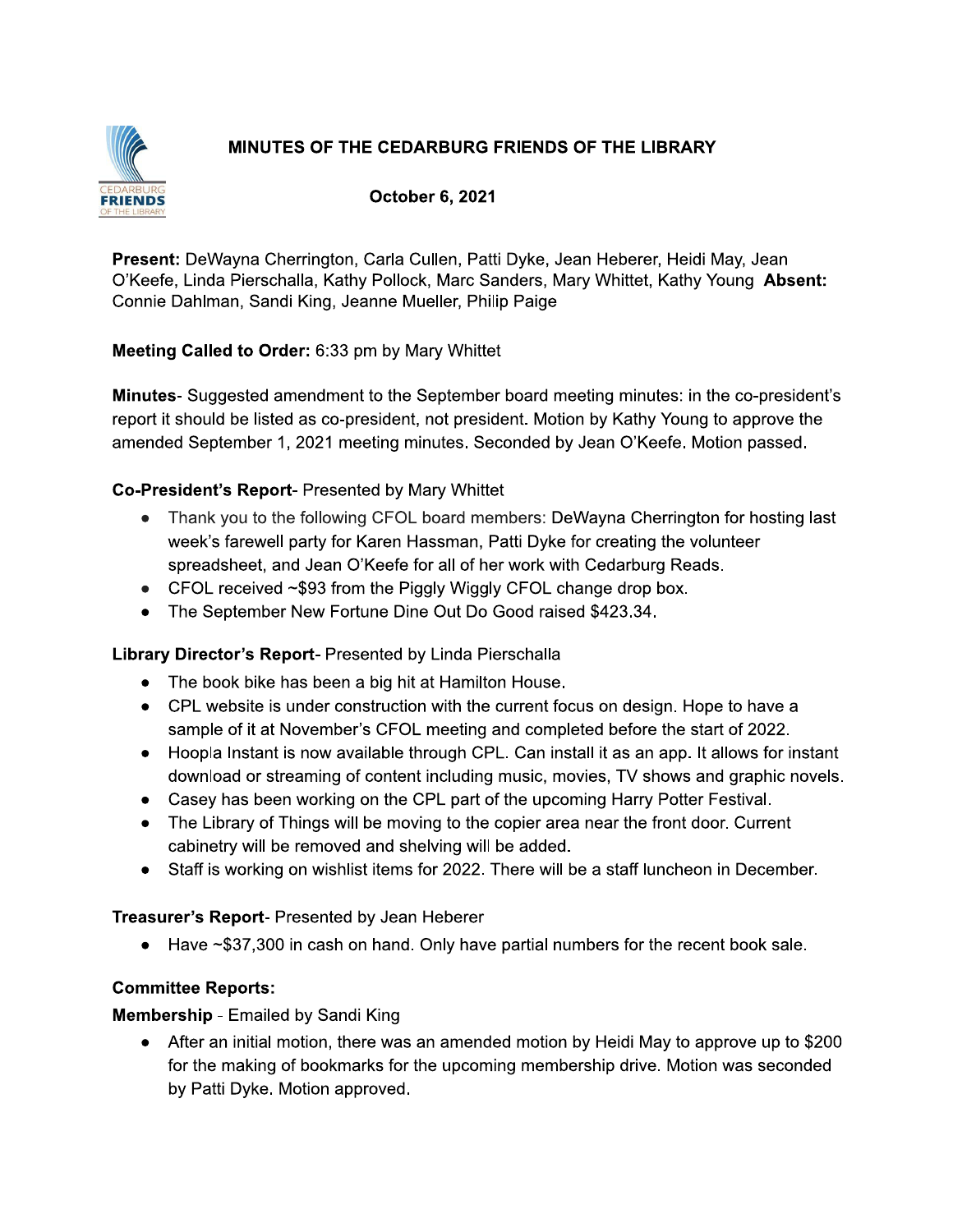# MINUTES OF THE CEDARBURG FRIENDS OF THE LIBRARY

**October 6, 2021**

**Present:** DeWayna Cherrington, Carla Cullen, Patti Dyke, Jean Heberer, Heidi May, Jean O'Keefe, Linda Pierschalla, Kathy Pollock, Marc Sanders, Mary Whittet, Kathy Young **Absent:** Connie Dahlman, Sandi King, Jeanne Mueller, Philip Paige

**Meeting Called to Order:** 6:33 pm by Mary Whittet

**Minutes**- Suggested amendment to the September board meeting minutes: in the co-president's report it should be listed as co-president, not president. Motion by Kathy Young to approve the amended September 1, 2021 meeting minutes. Seconded by Jean O'Keefe. Motion passed.

**Co-President's Report**- Presented by Mary Whittet

- Thank you to the following CFOL board members: DeWayna Cherrington for hosting last week's farewell party for Karen Hassman, Patti Dyke for creating the volunteer spreadsheet, and Jean O'Keefe for all of her work with Cedarburg Reads.
- CFOL received ~$93 from the Piggly Wiggly CFOL change drop box.
- The September New Fortune Dine Out Do Good raised $423.34.

**Library Director's Report**- Presented by Linda Pierschalla

- The book bike has been a big hit at Hamilton House.
- CPL website is under construction with the current focus on design. Hope to have a sample of it at November's CFOL meeting and completed before the start of 2022.
- Hoopla Instant is now available through CPL. Can install it as an app. It allows for instant download or streaming of content including music, movies, TV shows and graphic novels.
- Casey has been working on the CPL part of the upcoming Harry Potter Festival.
- The Library of Things will be moving to the copier area near the front door. Current cabinetry will be removed and shelving will be added.
- Staff is working on wishlist items for 2022. There will be a staff luncheon in December.

**Treasurer's Report**- Presented by Jean Heberer

- Have ~$37,300 in cash on hand. Only have partial numbers for the recent book sale.

**Committee Reports:**

**Membership** - Emailed by Sandi King

- After an initial motion, there was an amended motion by Heidi May to approve up to $200 for the making of bookmarks for the upcoming membership drive. Motion was seconded by Patti Dyke. Motion approved.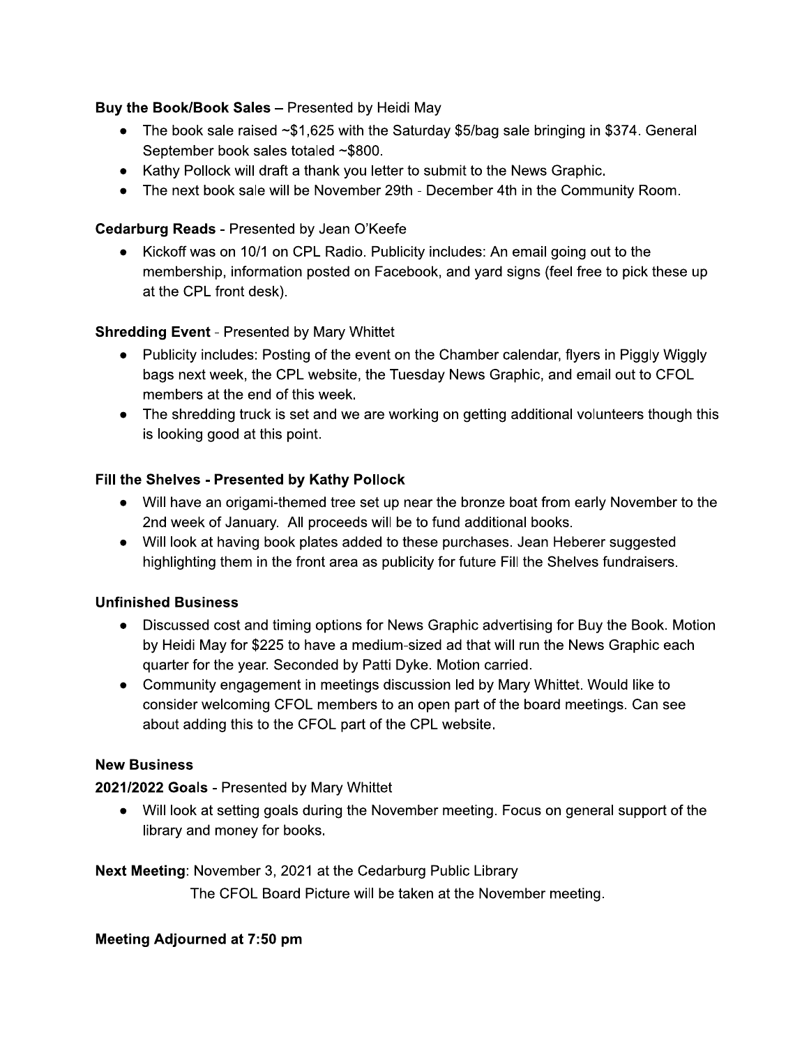**Buy the Book/Book Sales** – Presented by Heidi May

- The book sale raised ~$1,625 with the Saturday $5/bag sale bringing in $374. General September book sales totaled ~$800.
- Kathy Pollock will draft a thank you letter to submit to the News Graphic.
- The next book sale will be November 29th - December 4th in the Community Room.

**Cedarburg Reads** - Presented by Jean O'Keefe

- Kickoff was on 10/1 on CPL Radio. Publicity includes: An email going out to the membership, information posted on Facebook, and yard signs (feel free to pick these up at the CPL front desk).

**Shredding Event** - Presented by Mary Whittet

- Publicity includes: Posting of the event on the Chamber calendar, flyers in Piggly Wiggly bags next week, the CPL website, the Tuesday News Graphic, and email out to CFOL members at the end of this week.
- The shredding truck is set and we are working on getting additional volunteers though this is looking good at this point.

**Fill the Shelves - Presented by Kathy Pollock**

- Will have an origami-themed tree set up near the bronze boat from early November to the 2nd week of January. All proceeds will be to fund additional books.
- Will look at having book plates added to these purchases. Jean Heberer suggested highlighting them in the front area as publicity for future Fill the Shelves fundraisers.

**Unfinished Business**

- Discussed cost and timing options for News Graphic advertising for Buy the Book. Motion by Heidi May for $225 to have a medium-sized ad that will run the News Graphic each quarter for the year. Seconded by Patti Dyke. Motion carried.
- Community engagement in meetings discussion led by Mary Whittet. Would like to consider welcoming CFOL members to an open part of the board meetings. Can see about adding this to the CFOL part of the CPL website.

**New Business**

**2021/2022 Goals** - Presented by Mary Whittet

- Will look at setting goals during the November meeting. Focus on general support of the library and money for books.

**Next Meeting**: November 3, 2021 at the Cedarburg Public Library

The CFOL Board Picture will be taken at the November meeting.

**Meeting Adjourned at 7:50 pm**